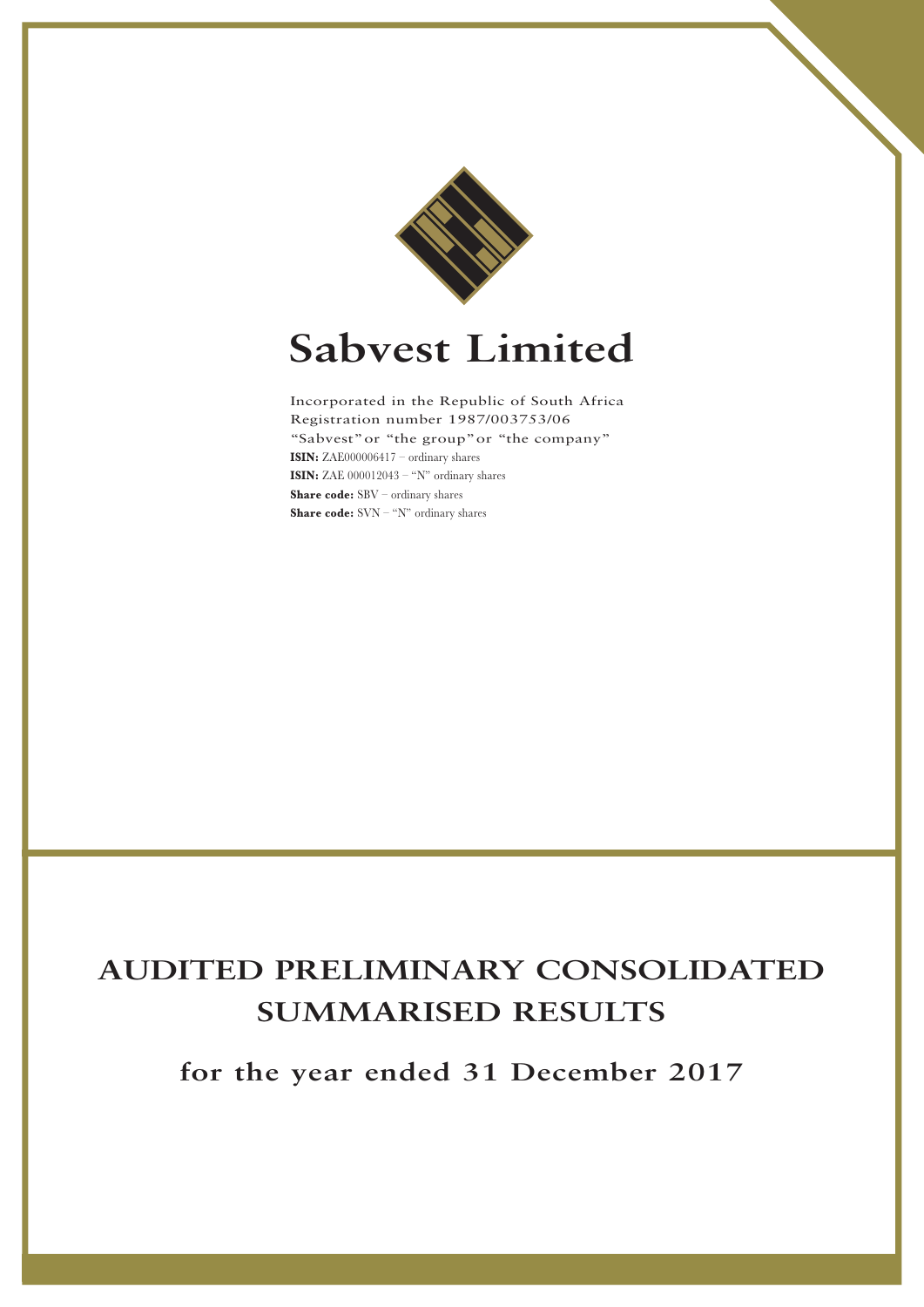# Sabvest Limited

Incorporated in the Republic of South Africa
Registration number 1987/003753/06
"Sabvest" or "the group" or "the company"
**ISIN:** ZAE000006417 – ordinary shares
**ISIN:** ZAE 000012043 – "N" ordinary shares
**Share code:** SBV – ordinary shares
**Share code:** SVN – "N" ordinary shares

# AUDITED PRELIMINARY CONSOLIDATED SUMMARISED RESULTS

## for the year ended 31 December 2017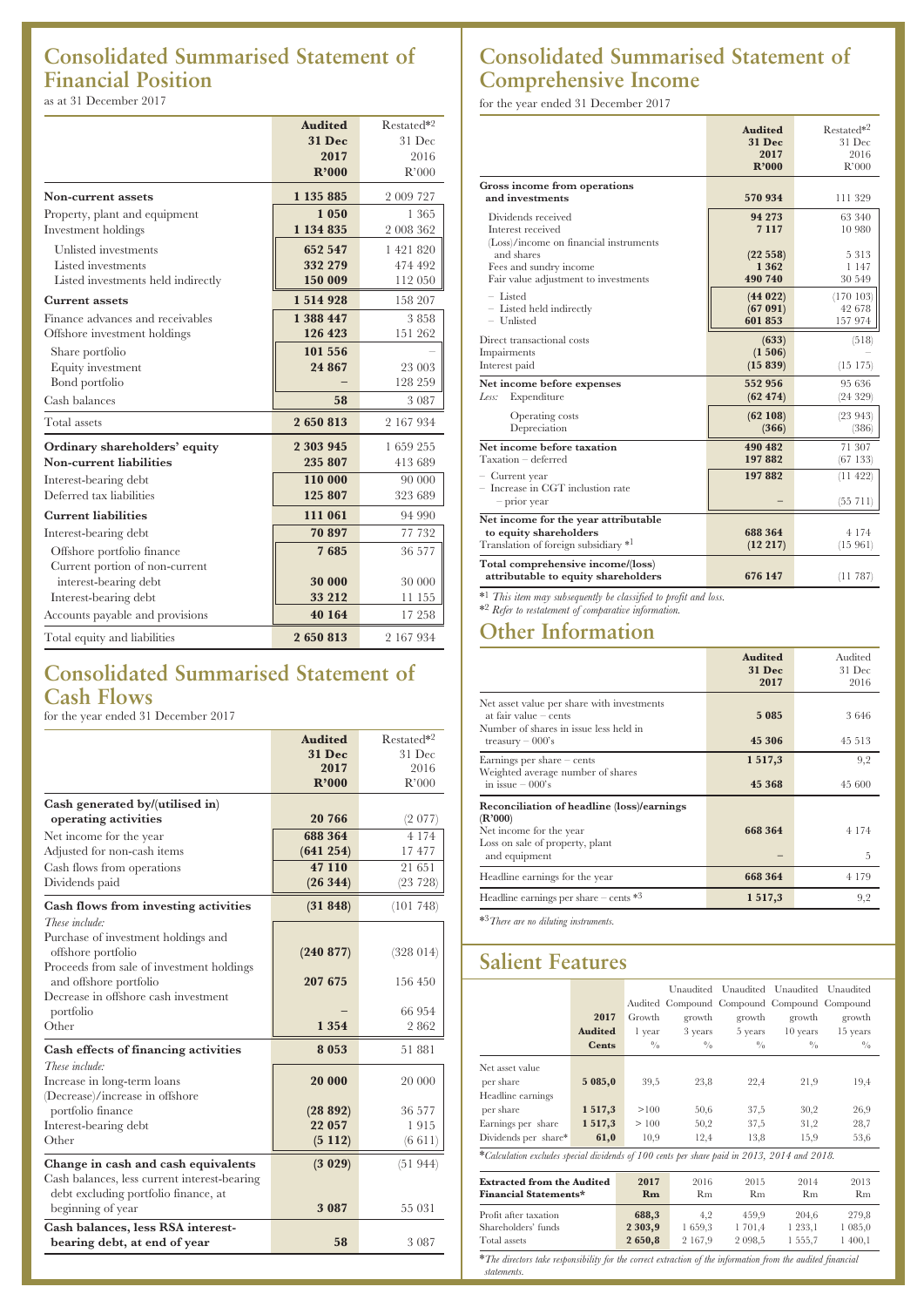## Consolidated Summarised Statement of Financial Position

as at 31 December 2017

| | Audited 31 Dec 2017 R'000 | Restated*2 31 Dec 2016 R'000 |
|---|---|---|
| **Non-current assets** | **1 135 885** | 2 009 727 |
| Property, plant and equipment | **1 050** | 1 365 |
| Investment holdings | **1 134 835** | 2 008 362 |
| Unlisted investments | **652 547** | 1 421 820 |
| Listed investments | **332 279** | 474 492 |
| Listed investments held indirectly | **150 009** | 112 050 |
| **Current assets** | **1 514 928** | 158 207 |
| Finance advances and receivables | **1 388 447** | 3 858 |
| Offshore investment holdings | **126 423** | 151 262 |
| Share portfolio | **101 556** | – |
| Equity investment | **24 867** | 23 003 |
| Bond portfolio | **–** | 128 259 |
| Cash balances | **58** | 3 087 |
| Total assets | **2 650 813** | 2 167 934 |
| **Ordinary shareholders' equity** | **2 303 945** | 1 659 255 |
| **Non-current liabilities** | **235 807** | 413 689 |
| Interest-bearing debt | **110 000** | 90 000 |
| Deferred tax liabilities | **125 807** | 323 689 |
| **Current liabilities** | **111 061** | 94 990 |
| Interest-bearing debt | **70 897** | 77 732 |
| Offshore portfolio finance | **7 685** | 36 577 |
| Current portion of non-current interest-bearing debt | **30 000** | 30 000 |
| Interest-bearing debt | **33 212** | 11 155 |
| Accounts payable and provisions | **40 164** | 17 258 |
| Total equity and liabilities | **2 650 813** | 2 167 934 |

## Consolidated Summarised Statement of Cash Flows

for the year ended 31 December 2017

| | Audited 31 Dec 2017 R'000 | Restated*2 31 Dec 2016 R'000 |
|---|---|---|
| **Cash generated by/(utilised in) operating activities** | **20 766** | (2 077) |
| Net income for the year | **688 364** | 4 174 |
| Adjusted for non-cash items | **(641 254)** | 17 477 |
| Cash flows from operations | **47 110** | 21 651 |
| Dividends paid | **(26 344)** | (23 728) |
| **Cash flows from investing activities** | **(31 848)** | (101 748) |
| *These include:* | | |
| Purchase of investment holdings and offshore portfolio | **(240 877)** | (328 014) |
| Proceeds from sale of investment holdings and offshore portfolio | **207 675** | 156 450 |
| Decrease in offshore cash investment portfolio | **–** | 66 954 |
| Other | **1 354** | 2 862 |
| **Cash effects of financing activities** | **8 053** | 51 881 |
| *These include:* | | |
| Increase in long-term loans | **20 000** | 20 000 |
| (Decrease)/increase in offshore portfolio finance | **(28 892)** | 36 577 |
| Interest-bearing debt | **22 057** | 1 915 |
| Other | **(5 112)** | (6 611) |
| **Change in cash and cash equivalents** | **(3 029)** | (51 944) |
| Cash balances, less current interest-bearing debt excluding portfolio finance, at beginning of year | **3 087** | 55 031 |
| **Cash balances, less RSA interest-bearing debt, at end of year** | **58** | 3 087 |

## Consolidated Summarised Statement of Comprehensive Income

for the year ended 31 December 2017

| | Audited 31 Dec 2017 R'000 | Restated*2 31 Dec 2016 R'000 |
|---|---|---|
| **Gross income from operations and investments** | **570 934** | 111 329 |
| Dividends received | **94 273** | 63 340 |
| Interest received | **7 117** | 10 980 |
| (Loss)/income on financial instruments and shares | **(22 558)** | 5 313 |
| Fees and sundry income | **1 362** | 1 147 |
| Fair value adjustment to investments | **490 740** | 30 549 |
| – Listed | **(44 022)** | (170 103) |
| – Listed held indirectly | **(67 091)** | 42 678 |
| – Unlisted | **601 853** | 157 974 |
| Direct transactional costs | **(633)** | (518) |
| Impairments | **(1 506)** | – |
| Interest paid | **(15 839)** | (15 175) |
| **Net income before expenses** | **552 956** | 95 636 |
| *Less:* Expenditure | **(62 474)** | (24 329) |
| Operating costs | **(62 108)** | (23 943) |
| Depreciation | **(366)** | (386) |
| **Net income before taxation** | **490 482** | 71 307 |
| Taxation – deferred | **197 882** | (67 133) |
| – Current year | **197 882** | (11 422) |
| – Increase in CGT inclusion rate – prior year | **–** | (55 711) |
| **Net income for the year attributable to equity shareholders** | **688 364** | 4 174 |
| Translation of foreign subsidiary *1 | **(12 217)** | (15 961) |
| **Total comprehensive income/(loss) attributable to equity shareholders** | **676 147** | (11 787) |

*1 *This item may subsequently be classified to profit and loss.*
*2 *Refer to restatement of comparative information.*

## Other Information

| | Audited 31 Dec 2017 | Audited 31 Dec 2016 |
|---|---|---|
| Net asset value per share with investments at fair value – cents | **5 085** | 3 646 |
| Number of shares in issue less held in treasury – 000's | **45 306** | 45 513 |
| Earnings per share – cents | **1 517,3** | 9,2 |
| Weighted average number of shares in issue – 000's | **45 368** | 45 600 |
| **Reconciliation of headline (loss)/earnings (R'000)** | | |
| Net income for the year | **668 364** | 4 174 |
| Loss on sale of property, plant and equipment | **–** | 5 |
| Headline earnings for the year | **668 364** | 4 179 |
| Headline earnings per share – cents *3 | **1 517,3** | 9,2 |

*3 *There are no diluting instruments.*

## Salient Features

| | 2017 Audited Cents | Audited Growth 1 year % | Unaudited Compound growth 3 years % | Unaudited Compound growth 5 years % | Unaudited Compound growth 10 years % | Unaudited Compound growth 15 years % |
|---|---|---|---|---|---|---|
| Net asset value per share | **5 085,0** | 39,5 | 23,8 | 22,4 | 21,9 | 19,4 |
| Headline earnings per share | **1 517,3** | >100 | 50,6 | 37,5 | 30,2 | 26,9 |
| Earnings per share | **1 517,3** | > 100 | 50,2 | 37,5 | 31,2 | 28,7 |
| Dividends per share* | **61,0** | 10,9 | 12,4 | 13,8 | 15,9 | 53,6 |

**Calculation excludes special dividends of 100 cents per share paid in 2013, 2014 and 2018.*

| Extracted from the Audited Financial Statements* | 2017 Rm | 2016 Rm | 2015 Rm | 2014 Rm | 2013 Rm |
|---|---|---|---|---|---|
| Profit after taxation | **688,3** | 4,2 | 459,9 | 204,6 | 279,8 |
| Shareholders' funds | **2 303,9** | 1 659,3 | 1 701,4 | 1 233,1 | 1 085,0 |
| Total assets | **2 650,8** | 2 167,9 | 2 098,5 | 1 555,7 | 1 400,1 |

**The directors take responsibility for the correct extraction of the information from the audited financial statements.*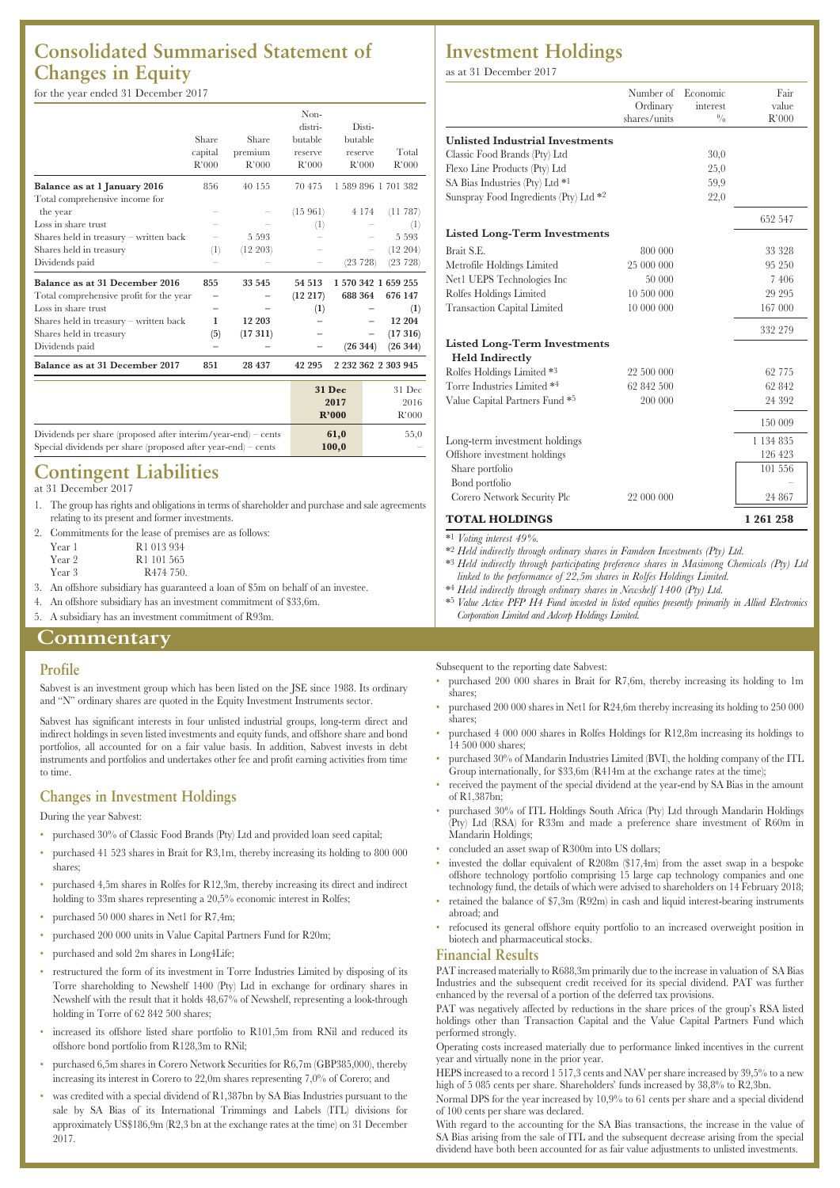# Consolidated Summarised Statement of Changes in Equity

for the year ended 31 December 2017

| | Share capital R'000 | Share premium R'000 | Non-distributable reserve R'000 | Distributable reserve R'000 | Total R'000 |
|---|---|---|---|---|---|
| **Balance as at 1 January 2016** | 856 | 40 155 | 70 475 | 1 589 896 | 1 701 382 |
| Total comprehensive income for the year | – | – | (15 961) | 4 174 | (11 787) |
| Loss in share trust | – | – | (1) | – | (1) |
| Shares held in treasury – written back | – | 5 593 | – | – | 5 593 |
| Shares held in treasury | (1) | (12 203) | – | – | (12 204) |
| Dividends paid | – | – | – | (23 728) | (23 728) |
| **Balance as at 31 December 2016** | **855** | **33 545** | **54 513** | **1 570 342** | **1 659 255** |
| Total comprehensive profit for the year | **–** | **–** | **(12 217)** | **688 364** | **676 147** |
| Loss in share trust | **–** | **–** | **(1)** | **–** | **(1)** |
| Shares held in treasury – written back | **1** | **12 203** | **–** | **–** | **12 204** |
| Shares held in treasury | **(5)** | **(17 311)** | **–** | **–** | **(17 316)** |
| Dividends paid | **–** | **–** | **–** | **(26 344)** | **(26 344)** |
| **Balance as at 31 December 2017** | **851** | **28 437** | **42 295** | **2 232 362** | **2 303 945** |

| | **31 Dec 2017 R'000** | 31 Dec 2016 R'000 |
|---|---|---|
| Dividends per share (proposed after interim/year-end) – cents | **61,0** | 55,0 |
| Special dividends per share (proposed after year-end) – cents | **100,0** | – |

# Contingent Liabilities

at 31 December 2017

1. The group has rights and obligations in terms of shareholder and purchase and sale agreements relating to its present and former investments.
2. Commitments for the lease of premises are as follows:
   - Year 1 R1 013 934
   - Year 2 R1 101 565
   - Year 3 R474 750.
3. An offshore subsidiary has guaranteed a loan of $5m on behalf of an investee.
4. An offshore subsidiary has an investment commitment of $33,6m.
5. A subsidiary has an investment commitment of R93m.

# Investment Holdings

as at 31 December 2017

| | Number of Ordinary shares/units | Economic interest % | Fair value R'000 |
|---|---|---|---|
| **Unlisted Industrial Investments** | | | |
| Classic Food Brands (Pty) Ltd | | 30,0 | |
| Flexo Line Products (Pty) Ltd | | 25,0 | |
| SA Bias Industries (Pty) Ltd *1 | | 59,9 | |
| Sunspray Food Ingredients (Pty) Ltd *2 | | 22,0 | |
| | | | 652 547 |
| **Listed Long-Term Investments** | | | |
| Brait S.E. | 800 000 | | 33 328 |
| Metrofile Holdings Limited | 25 000 000 | | 95 250 |
| Net1 UEPS Technologies Inc | 50 000 | | 7 406 |
| Rolfes Holdings Limited | 10 500 000 | | 29 295 |
| Transaction Capital Limited | 10 000 000 | | 167 000 |
| | | | 332 279 |
| **Listed Long-Term Investments Held Indirectly** | | | |
| Rolfes Holdings Limited *3 | 22 500 000 | | 62 775 |
| Torre Industries Limited *4 | 62 842 500 | | 62 842 |
| Value Capital Partners Fund *5 | 200 000 | | 24 392 |
| | | | 150 009 |
| Long-term investment holdings | | | 1 134 835 |
| Offshore investment holdings | | | 126 423 |
| Share portfolio | | | 101 556 |
| Bond portfolio | | | – |
| Corero Network Security Plc | 22 000 000 | | 24 867 |
| **TOTAL HOLDINGS** | | | **1 261 258** |

*1 *Voting interest 49%.*

*2 *Held indirectly through ordinary shares in Famdeen Investments (Pty) Ltd.*

*3 *Held indirectly through participating preference shares in Masimong Chemicals (Pty) Ltd linked to the performance of 22,5m shares in Rolfes Holdings Limited.*

*4 *Held indirectly through ordinary shares in Newshelf 1400 (Pty) Ltd.*

*5 *Value Active PFP H4 Fund invested in listed equities presently primarily in Allied Electronics Corporation Limited and Adcorp Holdings Limited.*

# Commentary

## Profile

Sabvest is an investment group which has been listed on the JSE since 1988. Its ordinary and "N" ordinary shares are quoted in the Equity Investment Instruments sector.

Sabvest has significant interests in four unlisted industrial groups, long-term direct and indirect holdings in seven listed investments and equity funds, and offshore share and bond portfolios, all accounted for on a fair value basis. In addition, Sabvest invests in debt instruments and portfolios and undertakes other fee and profit earning activities from time to time.

## Changes in Investment Holdings

During the year Sabvest:

- purchased 30% of Classic Food Brands (Pty) Ltd and provided loan seed capital;
- purchased 41 523 shares in Brait for R3,1m, thereby increasing its holding to 800 000 shares;
- purchased 4,5m shares in Rolfes for R12,3m, thereby increasing its direct and indirect holding to 33m shares representing a 20,5% economic interest in Rolfes;
- purchased 50 000 shares in Net1 for R7,4m;
- purchased 200 000 units in Value Capital Partners Fund for R20m;
- purchased and sold 2m shares in Long4Life;
- restructured the form of its investment in Torre Industries Limited by disposing of its Torre shareholding to Newshelf 1400 (Pty) Ltd in exchange for ordinary shares in Newshelf with the result that it holds 48,67% of Newshelf, representing a look-through holding in Torre of 62 842 500 shares;
- increased its offshore listed share portfolio to R101,5m from RNil and reduced its offshore bond portfolio from R128,3m to RNil;
- purchased 6,5m shares in Corero Network Securities for R6,7m (GBP385,000), thereby increasing its interest in Corero to 22,0m shares representing 7,0% of Corero; and
- was credited with a special dividend of R1,387bn by SA Bias Industries pursuant to the sale by SA Bias of its International Trimmings and Labels (ITL) divisions for approximately US$186,9m (R2,3 bn at the exchange rates at the time) on 31 December 2017.

Subsequent to the reporting date Sabvest:

- purchased 200 000 shares in Brait for R7,6m, thereby increasing its holding to 1m shares;
- purchased 200 000 shares in Net1 for R24,6m thereby increasing its holding to 250 000 shares;
- purchased 4 000 000 shares in Rolfes Holdings for R12,8m increasing its holdings to 14 500 000 shares;
- purchased 30% of Mandarin Industries Limited (BVI), the holding company of the ITL Group internationally, for $33,6m (R414m at the exchange rates at the time);
- received the payment of the special dividend at the year-end by SA Bias in the amount of R1,387bn;
- purchased 30% of ITL Holdings South Africa (Pty) Ltd through Mandarin Holdings (Pty) Ltd (RSA) for R33m and made a preference share investment of R60m in Mandarin Holdings;
- concluded an asset swap of R300m into US dollars;
- invested the dollar equivalent of R208m ($17,4m) from the asset swap in a bespoke offshore technology portfolio comprising 15 large cap technology companies and one technology fund, the details of which were advised to shareholders on 14 February 2018;
- retained the balance of $7,3m (R92m) in cash and liquid interest-bearing instruments abroad; and
- refocused its general offshore equity portfolio to an increased overweight position in biotech and pharmaceutical stocks.

## Financial Results

PAT increased materially to R688,3m primarily due to the increase in valuation of SA Bias Industries and the subsequent credit received for its special dividend. PAT was further enhanced by the reversal of a portion of the deferred tax provisions.

PAT was negatively affected by reductions in the share prices of the group's RSA listed holdings other than Transaction Capital and the Value Capital Partners Fund which performed strongly.

Operating costs increased materially due to performance linked incentives in the current year and virtually none in the prior year.

HEPS increased to a record 1 517,3 cents and NAV per share increased by 39,5% to a new high of 5 085 cents per share. Shareholders' funds increased by 38,8% to R2,3bn.

Normal DPS for the year increased by 10,9% to 61 cents per share and a special dividend of 100 cents per share was declared.

With regard to the accounting for the SA Bias transactions, the increase in the value of SA Bias arising from the sale of ITL and the subsequent decrease arising from the special dividend have both been accounted for as fair value adjustments to unlisted investments.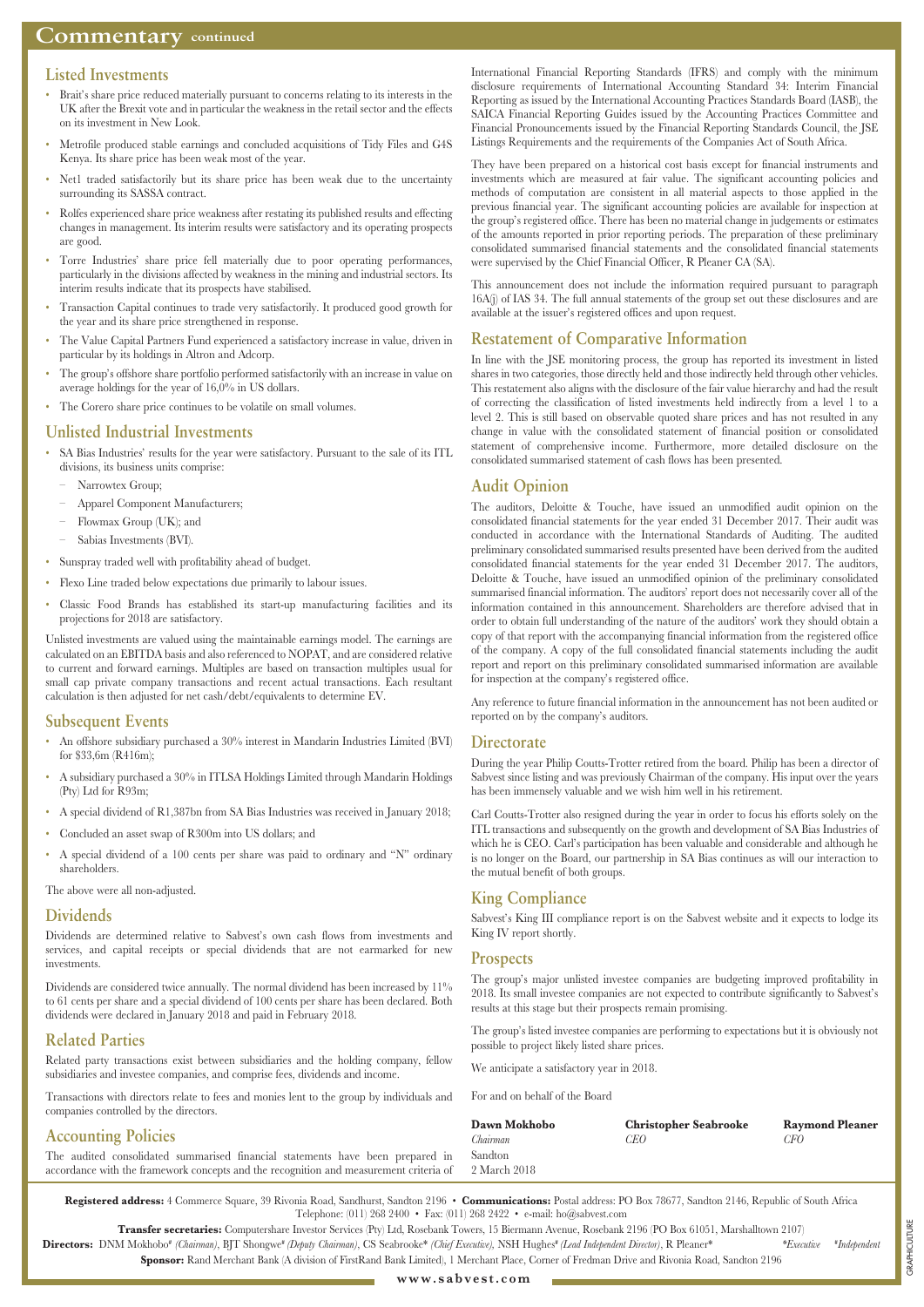# Commentary continued

## Listed Investments

- Brait's share price reduced materially pursuant to concerns relating to its interests in the UK after the Brexit vote and in particular the weakness in the retail sector and the effects on its investment in New Look.
- Metrofile produced stable earnings and concluded acquisitions of Tidy Files and G4S Kenya. Its share price has been weak most of the year.
- Net1 traded satisfactorily but its share price has been weak due to the uncertainty surrounding its SASSA contract.
- Rolfes experienced share price weakness after restating its published results and effecting changes in management. Its interim results were satisfactory and its operating prospects are good.
- Torre Industries' share price fell materially due to poor operating performances, particularly in the divisions affected by weakness in the mining and industrial sectors. Its interim results indicate that its prospects have stabilised.
- Transaction Capital continues to trade very satisfactorily. It produced good growth for the year and its share price strengthened in response.
- The Value Capital Partners Fund experienced a satisfactory increase in value, driven in particular by its holdings in Altron and Adcorp.
- The group's offshore share portfolio performed satisfactorily with an increase in value on average holdings for the year of 16,0% in US dollars.
- The Corero share price continues to be volatile on small volumes.

## Unlisted Industrial Investments

- SA Bias Industries' results for the year were satisfactory. Pursuant to the sale of its ITL divisions, its business units comprise:
  - Narrowtex Group;
  - Apparel Component Manufacturers;
  - Flowmax Group (UK); and
  - Sabias Investments (BVI).
- Sunspray traded well with profitability ahead of budget.
- Flexo Line traded below expectations due primarily to labour issues.
- Classic Food Brands has established its start-up manufacturing facilities and its projections for 2018 are satisfactory.

Unlisted investments are valued using the maintainable earnings model. The earnings are calculated on an EBITDA basis and also referenced to NOPAT, and are considered relative to current and forward earnings. Multiples are based on transaction multiples usual for small cap private company transactions and recent actual transactions. Each resultant calculation is then adjusted for net cash/debt/equivalents to determine EV.

## Subsequent Events

- An offshore subsidiary purchased a 30% interest in Mandarin Industries Limited (BVI) for $33,6m (R416m);
- A subsidiary purchased a 30% in ITLSA Holdings Limited through Mandarin Holdings (Pty) Ltd for R93m;
- A special dividend of R1,387bn from SA Bias Industries was received in January 2018;
- Concluded an asset swap of R300m into US dollars; and
- A special dividend of a 100 cents per share was paid to ordinary and "N" ordinary shareholders.

The above were all non-adjusted.

## Dividends

Dividends are determined relative to Sabvest's own cash flows from investments and services, and capital receipts or special dividends that are not earmarked for new investments.

Dividends are considered twice annually. The normal dividend has been increased by 11% to 61 cents per share and a special dividend of 100 cents per share has been declared. Both dividends were declared in January 2018 and paid in February 2018.

## Related Parties

Related party transactions exist between subsidiaries and the holding company, fellow subsidiaries and investee companies, and comprise fees, dividends and income.

Transactions with directors relate to fees and monies lent to the group by individuals and companies controlled by the directors.

## Accounting Policies

The audited consolidated summarised financial statements have been prepared in accordance with the framework concepts and the recognition and measurement criteria of International Financial Reporting Standards (IFRS) and comply with the minimum disclosure requirements of International Accounting Standard 34: Interim Financial Reporting as issued by the International Accounting Practices Standards Board (IASB), the SAICA Financial Reporting Guides issued by the Accounting Practices Committee and Financial Pronouncements issued by the Financial Reporting Standards Council, the JSE Listings Requirements and the requirements of the Companies Act of South Africa.

They have been prepared on a historical cost basis except for financial instruments and investments which are measured at fair value. The significant accounting policies and methods of computation are consistent in all material aspects to those applied in the previous financial year. The significant accounting policies are available for inspection at the group's registered office. There has been no material change in judgements or estimates of the amounts reported in prior reporting periods. The preparation of these preliminary consolidated summarised financial statements and the consolidated financial statements were supervised by the Chief Financial Officer, R Pleaner CA (SA).

This announcement does not include the information required pursuant to paragraph 16A(j) of IAS 34. The full annual statements of the group set out these disclosures and are available at the issuer's registered offices and upon request.

## Restatement of Comparative Information

In line with the JSE monitoring process, the group has reported its investment in listed shares in two categories, those directly held and those indirectly held through other vehicles. This restatement also aligns with the disclosure of the fair value hierarchy and had the result of correcting the classification of listed investments held indirectly from a level 1 to a level 2. This is still based on observable quoted share prices and has not resulted in any change in value with the consolidated statement of financial position or consolidated statement of comprehensive income. Furthermore, more detailed disclosure on the consolidated summarised statement of cash flows has been presented.

## Audit Opinion

The auditors, Deloitte & Touche, have issued an unmodified audit opinion on the consolidated financial statements for the year ended 31 December 2017. Their audit was conducted in accordance with the International Standards of Auditing. The audited preliminary consolidated summarised results presented have been derived from the audited consolidated financial statements for the year ended 31 December 2017. The auditors, Deloitte & Touche, have issued an unmodified opinion of the preliminary consolidated summarised financial information. The auditors' report does not necessarily cover all of the information contained in this announcement. Shareholders are therefore advised that in order to obtain full understanding of the nature of the auditors' work they should obtain a copy of that report with the accompanying financial information from the registered office of the company. A copy of the full consolidated financial statements including the audit report and report on this preliminary consolidated summarised information are available for inspection at the company's registered office.

Any reference to future financial information in the announcement has not been audited or reported on by the company's auditors.

## Directorate

During the year Philip Coutts-Trotter retired from the board. Philip has been a director of Sabvest since listing and was previously Chairman of the company. His input over the years has been immensely valuable and we wish him well in his retirement.

Carl Coutts-Trotter also resigned during the year in order to focus his efforts solely on the ITL transactions and subsequently on the growth and development of SA Bias Industries of which he is CEO. Carl's participation has been valuable and considerable and although he is no longer on the Board, our partnership in SA Bias continues as will our interaction to the mutual benefit of both groups.

## King Compliance

Sabvest's King III compliance report is on the Sabvest website and it expects to lodge its King IV report shortly.

## Prospects

The group's major unlisted investee companies are budgeting improved profitability in 2018. Its small investee companies are not expected to contribute significantly to Sabvest's results at this stage but their prospects remain promising.

The group's listed investee companies are performing to expectations but it is obviously not possible to project likely listed share prices.

We anticipate a satisfactory year in 2018.

For and on behalf of the Board

**Dawn Mokhobo**
*Chairman*

**Christopher Seabrooke**
*CEO*

**Raymond Pleaner**
*CFO*

Sandton
2 March 2018

**Registered address:** 4 Commerce Square, 39 Rivonia Road, Sandhurst, Sandton 2196 • **Communications:** Postal address: PO Box 78677, Sandton 2146, Republic of South Africa
Telephone: (011) 268 2400 • Fax: (011) 268 2422 • e-mail: ho@sabvest.com

**Transfer secretaries:** Computershare Investor Services (Pty) Ltd, Rosebank Towers, 15 Biermann Avenue, Rosebank 2196 (PO Box 61051, Marshalltown 2107)

**Directors:** DNM Mokhobo# *(Chairman)*, BJT Shongwe# *(Deputy Chairman)*, CS Seabrooke* *(Chief Executive)*, NSH Hughes# *(Lead Independent Director)*, R Pleaner* *Executive #Independent

**Sponsor:** Rand Merchant Bank (A division of FirstRand Bank Limited), 1 Merchant Place, Corner of Fredman Drive and Rivonia Road, Sandton 2196

www.sabvest.com